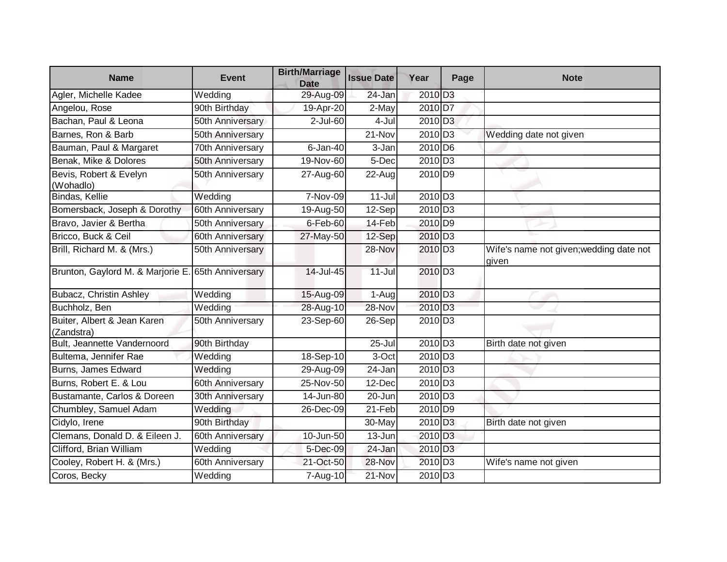| Name | Event | Birth/Marriage Date | Issue Date | Year | Page | Note |
|---|---|---|---|---|---|---|
| Agler, Michelle Kadee | Wedding | 29-Aug-09 | 24-Jan | 2010 | D3 | |
| Angelou, Rose | 90th Birthday | 19-Apr-20 | 2-May | 2010 | D7 | |
| Bachan, Paul & Leona | 50th Anniversary | 2-Jul-60 | 4-Jul | 2010 | D3 | |
| Barnes, Ron & Barb | 50th Anniversary | | 21-Nov | 2010 | D3 | Wedding date not given |
| Bauman, Paul & Margaret | 70th Anniversary | 6-Jan-40 | 3-Jan | 2010 | D6 | |
| Benak, Mike & Dolores | 50th Anniversary | 19-Nov-60 | 5-Dec | 2010 | D3 | |
| Bevis, Robert & Evelyn (Wohadlo) | 50th Anniversary | 27-Aug-60 | 22-Aug | 2010 | D9 | |
| Bindas, Kellie | Wedding | 7-Nov-09 | 11-Jul | 2010 | D3 | |
| Bomersback, Joseph & Dorothy | 60th Anniversary | 19-Aug-50 | 12-Sep | 2010 | D3 | |
| Bravo, Javier & Bertha | 50th Anniversary | 6-Feb-60 | 14-Feb | 2010 | D9 | |
| Bricco, Buck & Ceil | 60th Anniversary | 27-May-50 | 12-Sep | 2010 | D3 | |
| Brill, Richard M. & (Mrs.) | 50th Anniversary | | 28-Nov | 2010 | D3 | Wife's name not given;wedding date not given |
| Brunton, Gaylord M. & Marjorie E. | 65th Anniversary | 14-Jul-45 | 11-Jul | 2010 | D3 | |
| Bubacz, Christin Ashley | Wedding | 15-Aug-09 | 1-Aug | 2010 | D3 | |
| Buchholz, Ben | Wedding | 28-Aug-10 | 28-Nov | 2010 | D3 | |
| Buiter, Albert & Jean Karen (Zandstra) | 50th Anniversary | 23-Sep-60 | 26-Sep | 2010 | D3 | |
| Bult, Jeannette Vandernoord | 90th Birthday | | 25-Jul | 2010 | D3 | Birth date not given |
| Bultema, Jennifer Rae | Wedding | 18-Sep-10 | 3-Oct | 2010 | D3 | |
| Burns, James Edward | Wedding | 29-Aug-09 | 24-Jan | 2010 | D3 | |
| Burns, Robert E. & Lou | 60th Anniversary | 25-Nov-50 | 12-Dec | 2010 | D3 | |
| Bustamante, Carlos & Doreen | 30th Anniversary | 14-Jun-80 | 20-Jun | 2010 | D3 | |
| Chumbley, Samuel Adam | Wedding | 26-Dec-09 | 21-Feb | 2010 | D9 | |
| Cidylo, Irene | 90th Birthday | | 30-May | 2010 | D3 | Birth date not given |
| Clemans, Donald D. & Eileen J. | 60th Anniversary | 10-Jun-50 | 13-Jun | 2010 | D3 | |
| Clifford, Brian William | Wedding | 5-Dec-09 | 24-Jan | 2010 | D3 | |
| Cooley, Robert H. & (Mrs.) | 60th Anniversary | 21-Oct-50 | 28-Nov | 2010 | D3 | Wife's name not given |
| Coros, Becky | Wedding | 7-Aug-10 | 21-Nov | 2010 | D3 | |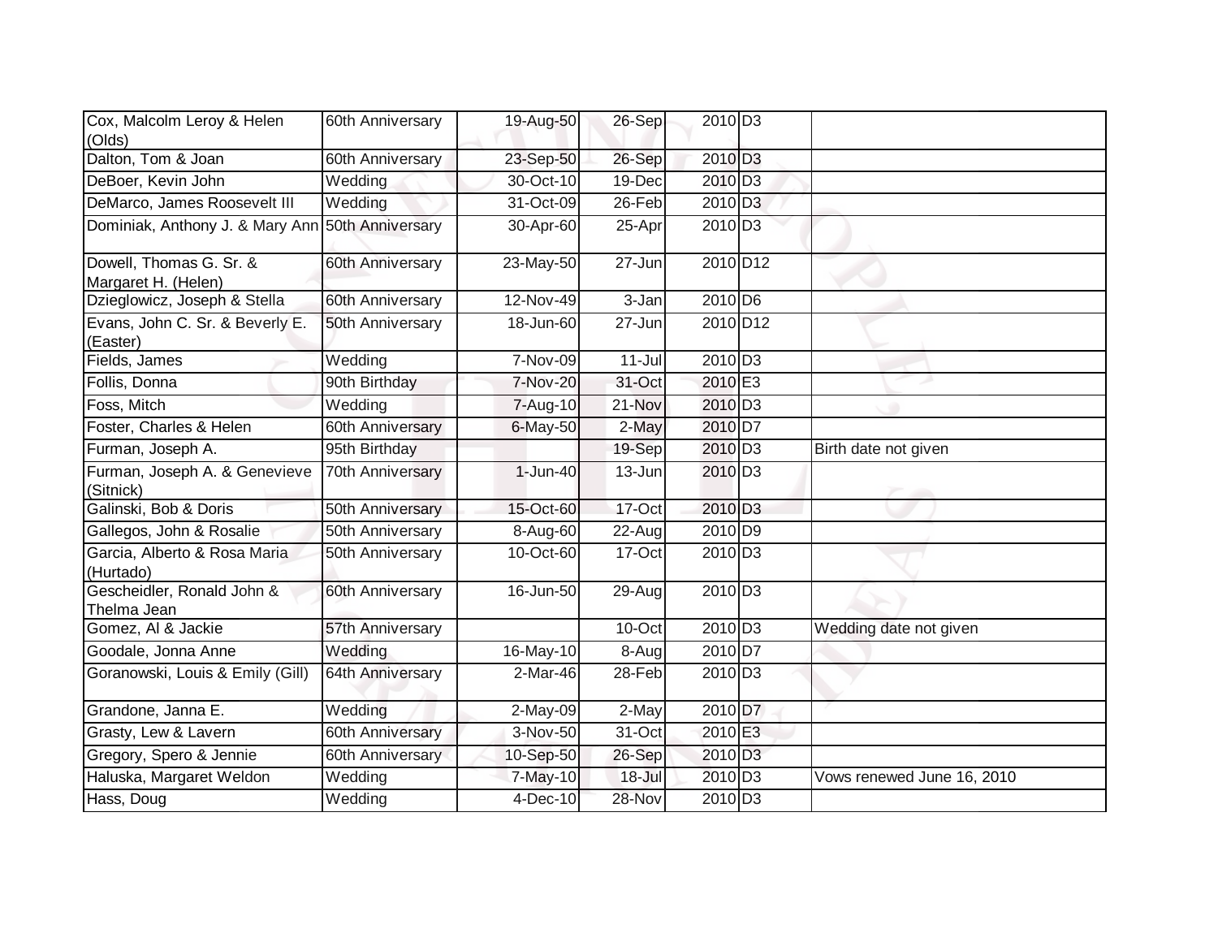| Cox, Malcolm Leroy & Helen (Olds) | 60th Anniversary | 19-Aug-50 | 26-Sep | 2010 | D3 | |
|---|---|---|---|---|---|---|
| Dalton, Tom & Joan | 60th Anniversary | 23-Sep-50 | 26-Sep | 2010 | D3 | |
| DeBoer, Kevin John | Wedding | 30-Oct-10 | 19-Dec | 2010 | D3 | |
| DeMarco, James Roosevelt III | Wedding | 31-Oct-09 | 26-Feb | 2010 | D3 | |
| Dominiak, Anthony J. & Mary Ann | 50th Anniversary | 30-Apr-60 | 25-Apr | 2010 | D3 | |
| Dowell, Thomas G. Sr. & Margaret H. (Helen) | 60th Anniversary | 23-May-50 | 27-Jun | 2010 | D12 | |
| Dzieglowicz, Joseph & Stella | 60th Anniversary | 12-Nov-49 | 3-Jan | 2010 | D6 | |
| Evans, John C. Sr. & Beverly E. (Easter) | 50th Anniversary | 18-Jun-60 | 27-Jun | 2010 | D12 | |
| Fields, James | Wedding | 7-Nov-09 | 11-Jul | 2010 | D3 | |
| Follis, Donna | 90th Birthday | 7-Nov-20 | 31-Oct | 2010 | E3 | |
| Foss, Mitch | Wedding | 7-Aug-10 | 21-Nov | 2010 | D3 | |
| Foster, Charles & Helen | 60th Anniversary | 6-May-50 | 2-May | 2010 | D7 | |
| Furman, Joseph A. | 95th Birthday | | 19-Sep | 2010 | D3 | Birth date not given |
| Furman, Joseph A. & Genevieve (Sitnick) | 70th Anniversary | 1-Jun-40 | 13-Jun | 2010 | D3 | |
| Galinski, Bob & Doris | 50th Anniversary | 15-Oct-60 | 17-Oct | 2010 | D3 | |
| Gallegos, John & Rosalie | 50th Anniversary | 8-Aug-60 | 22-Aug | 2010 | D9 | |
| Garcia, Alberto & Rosa Maria (Hurtado) | 50th Anniversary | 10-Oct-60 | 17-Oct | 2010 | D3 | |
| Gescheidler, Ronald John & Thelma Jean | 60th Anniversary | 16-Jun-50 | 29-Aug | 2010 | D3 | |
| Gomez, Al & Jackie | 57th Anniversary | | 10-Oct | 2010 | D3 | Wedding date not given |
| Goodale, Jonna Anne | Wedding | 16-May-10 | 8-Aug | 2010 | D7 | |
| Goranowski, Louis & Emily (Gill) | 64th Anniversary | 2-Mar-46 | 28-Feb | 2010 | D3 | |
| Grandone, Janna E. | Wedding | 2-May-09 | 2-May | 2010 | D7 | |
| Grasty, Lew & Lavern | 60th Anniversary | 3-Nov-50 | 31-Oct | 2010 | E3 | |
| Gregory, Spero & Jennie | 60th Anniversary | 10-Sep-50 | 26-Sep | 2010 | D3 | |
| Haluska, Margaret Weldon | Wedding | 7-May-10 | 18-Jul | 2010 | D3 | Vows renewed June 16, 2010 |
| Hass, Doug | Wedding | 4-Dec-10 | 28-Nov | 2010 | D3 | |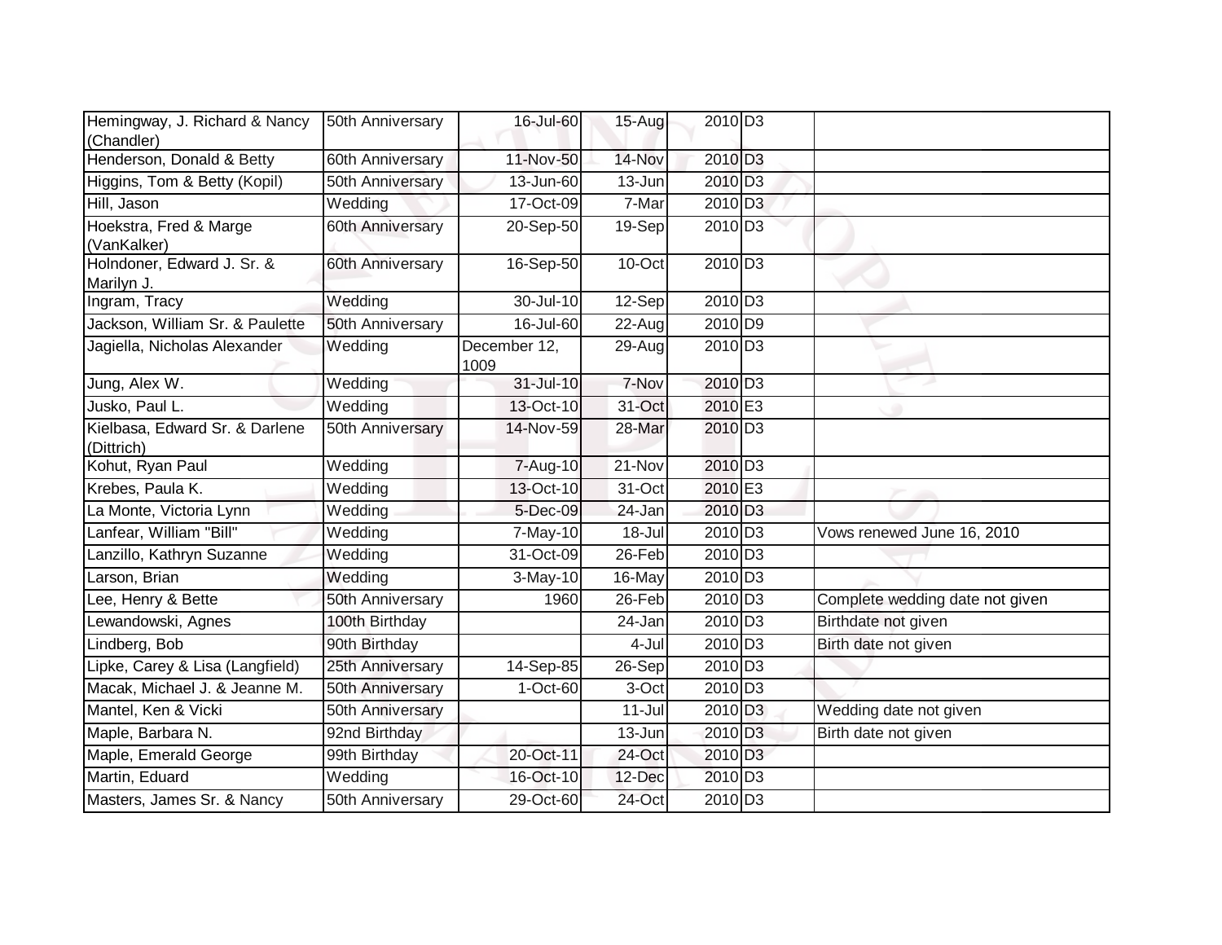| | | | | | | |
|---|---|---|---|---|---|---|
| Hemingway, J. Richard & Nancy (Chandler) | 50th Anniversary | 16-Jul-60 | 15-Aug | 2010 | D3 | |
| Henderson, Donald & Betty | 60th Anniversary | 11-Nov-50 | 14-Nov | 2010 | D3 | |
| Higgins, Tom & Betty (Kopil) | 50th Anniversary | 13-Jun-60 | 13-Jun | 2010 | D3 | |
| Hill, Jason | Wedding | 17-Oct-09 | 7-Mar | 2010 | D3 | |
| Hoekstra, Fred & Marge (VanKalker) | 60th Anniversary | 20-Sep-50 | 19-Sep | 2010 | D3 | |
| Holndoner, Edward J. Sr. & Marilyn J. | 60th Anniversary | 16-Sep-50 | 10-Oct | 2010 | D3 | |
| Ingram, Tracy | Wedding | 30-Jul-10 | 12-Sep | 2010 | D3 | |
| Jackson, William Sr. & Paulette | 50th Anniversary | 16-Jul-60 | 22-Aug | 2010 | D9 | |
| Jagiella, Nicholas Alexander | Wedding | December 12, 1009 | 29-Aug | 2010 | D3 | |
| Jung, Alex W. | Wedding | 31-Jul-10 | 7-Nov | 2010 | D3 | |
| Jusko, Paul L. | Wedding | 13-Oct-10 | 31-Oct | 2010 | E3 | |
| Kielbasa, Edward Sr. & Darlene (Dittrich) | 50th Anniversary | 14-Nov-59 | 28-Mar | 2010 | D3 | |
| Kohut, Ryan Paul | Wedding | 7-Aug-10 | 21-Nov | 2010 | D3 | |
| Krebes, Paula K. | Wedding | 13-Oct-10 | 31-Oct | 2010 | E3 | |
| La Monte, Victoria Lynn | Wedding | 5-Dec-09 | 24-Jan | 2010 | D3 | |
| Lanfear, William "Bill" | Wedding | 7-May-10 | 18-Jul | 2010 | D3 | Vows renewed June 16, 2010 |
| Lanzillo, Kathryn Suzanne | Wedding | 31-Oct-09 | 26-Feb | 2010 | D3 | |
| Larson, Brian | Wedding | 3-May-10 | 16-May | 2010 | D3 | |
| Lee, Henry & Bette | 50th Anniversary | 1960 | 26-Feb | 2010 | D3 | Complete wedding date not given |
| Lewandowski, Agnes | 100th Birthday | | 24-Jan | 2010 | D3 | Birthdate not given |
| Lindberg, Bob | 90th Birthday | | 4-Jul | 2010 | D3 | Birth date not given |
| Lipke, Carey & Lisa (Langfield) | 25th Anniversary | 14-Sep-85 | 26-Sep | 2010 | D3 | |
| Macak, Michael J. & Jeanne M. | 50th Anniversary | 1-Oct-60 | 3-Oct | 2010 | D3 | |
| Mantel, Ken & Vicki | 50th Anniversary | | 11-Jul | 2010 | D3 | Wedding date not given |
| Maple, Barbara N. | 92nd Birthday | | 13-Jun | 2010 | D3 | Birth date not given |
| Maple, Emerald George | 99th Birthday | 20-Oct-11 | 24-Oct | 2010 | D3 | |
| Martin, Eduard | Wedding | 16-Oct-10 | 12-Dec | 2010 | D3 | |
| Masters, James Sr. & Nancy | 50th Anniversary | 29-Oct-60 | 24-Oct | 2010 | D3 | |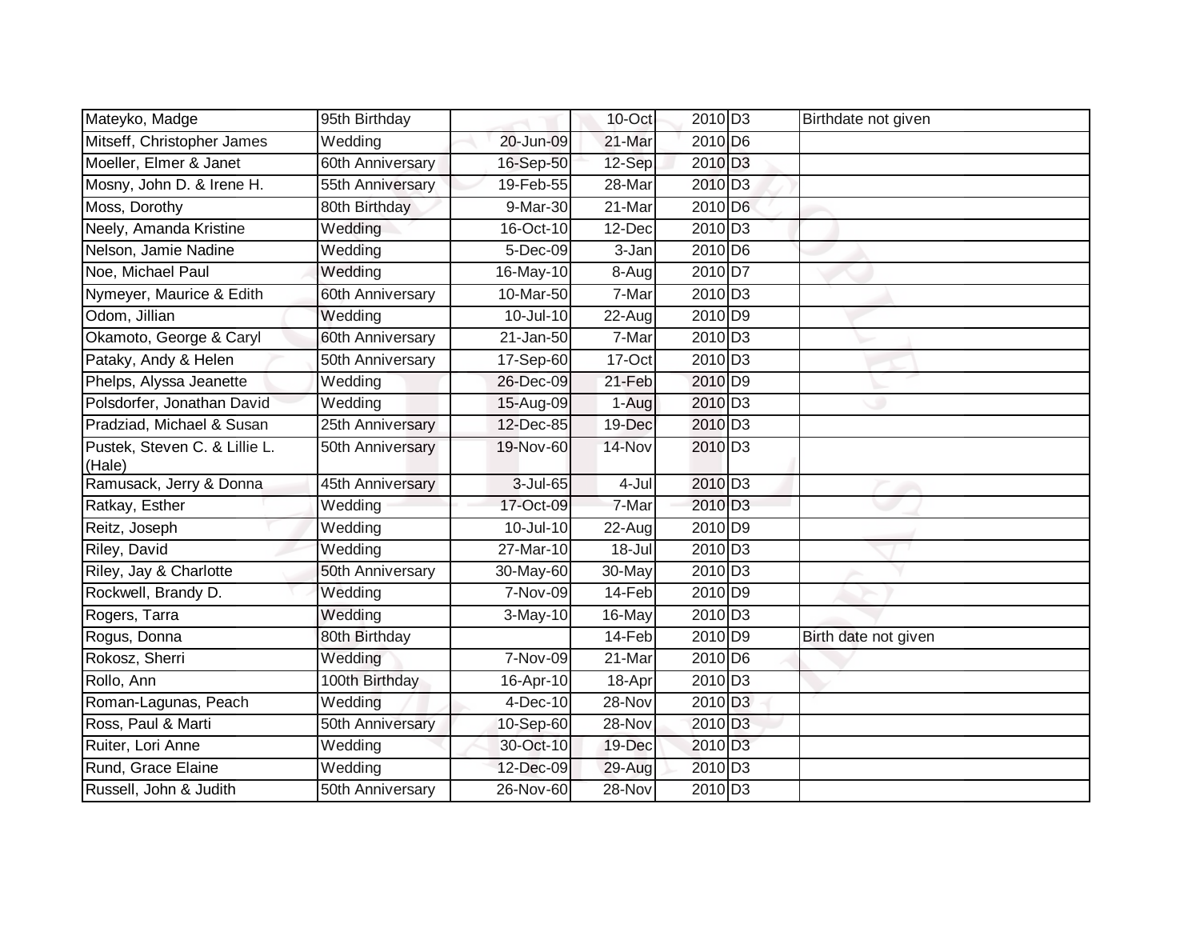| Mateyko, Madge | 95th Birthday | | 10-Oct | 2010 | D3 | Birthdate not given |
|---|---|---|---|---|---|---|
| Mitseff, Christopher James | Wedding | 20-Jun-09 | 21-Mar | 2010 | D6 | |
| Moeller, Elmer & Janet | 60th Anniversary | 16-Sep-50 | 12-Sep | 2010 | D3 | |
| Mosny, John D. & Irene H. | 55th Anniversary | 19-Feb-55 | 28-Mar | 2010 | D3 | |
| Moss, Dorothy | 80th Birthday | 9-Mar-30 | 21-Mar | 2010 | D6 | |
| Neely, Amanda Kristine | Wedding | 16-Oct-10 | 12-Dec | 2010 | D3 | |
| Nelson, Jamie Nadine | Wedding | 5-Dec-09 | 3-Jan | 2010 | D6 | |
| Noe, Michael Paul | Wedding | 16-May-10 | 8-Aug | 2010 | D7 | |
| Nymeyer, Maurice & Edith | 60th Anniversary | 10-Mar-50 | 7-Mar | 2010 | D3 | |
| Odom, Jillian | Wedding | 10-Jul-10 | 22-Aug | 2010 | D9 | |
| Okamoto, George & Caryl | 60th Anniversary | 21-Jan-50 | 7-Mar | 2010 | D3 | |
| Pataky, Andy & Helen | 50th Anniversary | 17-Sep-60 | 17-Oct | 2010 | D3 | |
| Phelps, Alyssa Jeanette | Wedding | 26-Dec-09 | 21-Feb | 2010 | D9 | |
| Polsdorfer, Jonathan David | Wedding | 15-Aug-09 | 1-Aug | 2010 | D3 | |
| Pradziad, Michael & Susan | 25th Anniversary | 12-Dec-85 | 19-Dec | 2010 | D3 | |
| Pustek, Steven C. & Lillie L. (Hale) | 50th Anniversary | 19-Nov-60 | 14-Nov | 2010 | D3 | |
| Ramusack, Jerry & Donna | 45th Anniversary | 3-Jul-65 | 4-Jul | 2010 | D3 | |
| Ratkay, Esther | Wedding | 17-Oct-09 | 7-Mar | 2010 | D3 | |
| Reitz, Joseph | Wedding | 10-Jul-10 | 22-Aug | 2010 | D9 | |
| Riley, David | Wedding | 27-Mar-10 | 18-Jul | 2010 | D3 | |
| Riley, Jay & Charlotte | 50th Anniversary | 30-May-60 | 30-May | 2010 | D3 | |
| Rockwell, Brandy D. | Wedding | 7-Nov-09 | 14-Feb | 2010 | D9 | |
| Rogers, Tarra | Wedding | 3-May-10 | 16-May | 2010 | D3 | |
| Rogus, Donna | 80th Birthday | | 14-Feb | 2010 | D9 | Birth date not given |
| Rokosz, Sherri | Wedding | 7-Nov-09 | 21-Mar | 2010 | D6 | |
| Rollo, Ann | 100th Birthday | 16-Apr-10 | 18-Apr | 2010 | D3 | |
| Roman-Lagunas, Peach | Wedding | 4-Dec-10 | 28-Nov | 2010 | D3 | |
| Ross, Paul & Marti | 50th Anniversary | 10-Sep-60 | 28-Nov | 2010 | D3 | |
| Ruiter, Lori Anne | Wedding | 30-Oct-10 | 19-Dec | 2010 | D3 | |
| Rund, Grace Elaine | Wedding | 12-Dec-09 | 29-Aug | 2010 | D3 | |
| Russell, John & Judith | 50th Anniversary | 26-Nov-60 | 28-Nov | 2010 | D3 | |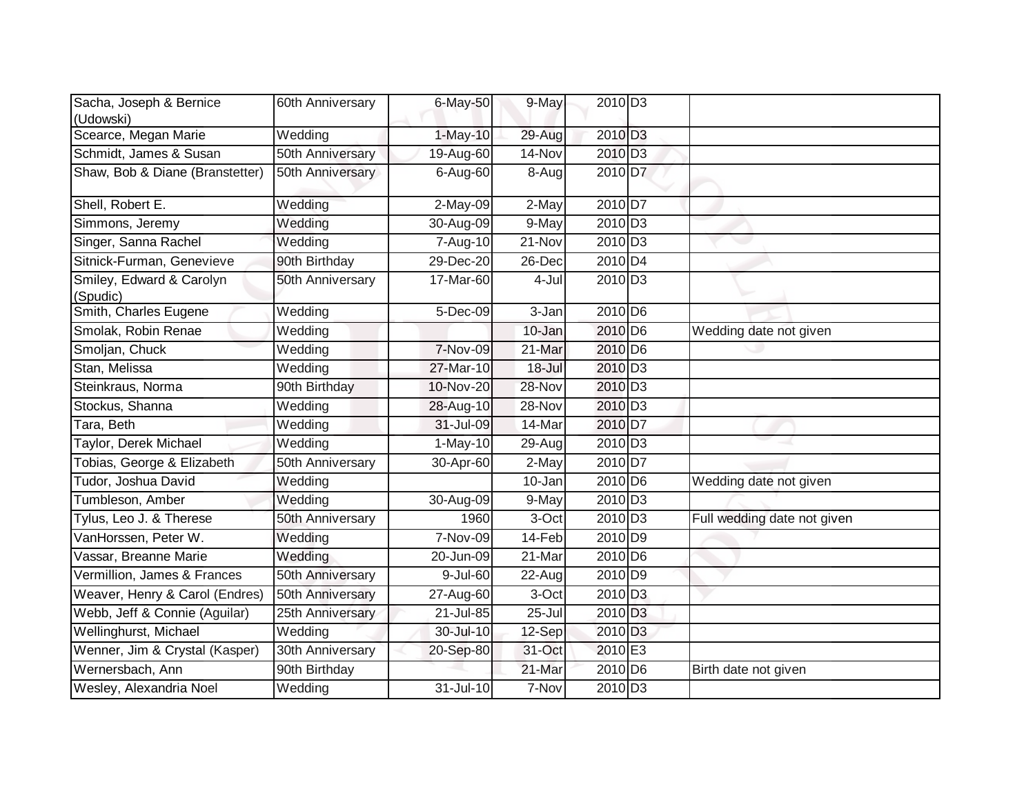| | | | | | | |
|---|---|---|---|---|---|---|
| Sacha, Joseph & Bernice (Udowski) | 60th Anniversary | 6-May-50 | 9-May | 2010 | D3 | |
| Scearce, Megan Marie | Wedding | 1-May-10 | 29-Aug | 2010 | D3 | |
| Schmidt, James & Susan | 50th Anniversary | 19-Aug-60 | 14-Nov | 2010 | D3 | |
| Shaw, Bob & Diane (Branstetter) | 50th Anniversary | 6-Aug-60 | 8-Aug | 2010 | D7 | |
| Shell, Robert E. | Wedding | 2-May-09 | 2-May | 2010 | D7 | |
| Simmons, Jeremy | Wedding | 30-Aug-09 | 9-May | 2010 | D3 | |
| Singer, Sanna Rachel | Wedding | 7-Aug-10 | 21-Nov | 2010 | D3 | |
| Sitnick-Furman, Genevieve | 90th Birthday | 29-Dec-20 | 26-Dec | 2010 | D4 | |
| Smiley, Edward & Carolyn (Spudic) | 50th Anniversary | 17-Mar-60 | 4-Jul | 2010 | D3 | |
| Smith, Charles Eugene | Wedding | 5-Dec-09 | 3-Jan | 2010 | D6 | |
| Smolak, Robin Renae | Wedding | | 10-Jan | 2010 | D6 | Wedding date not given |
| Smoljan, Chuck | Wedding | 7-Nov-09 | 21-Mar | 2010 | D6 | |
| Stan, Melissa | Wedding | 27-Mar-10 | 18-Jul | 2010 | D3 | |
| Steinkraus, Norma | 90th Birthday | 10-Nov-20 | 28-Nov | 2010 | D3 | |
| Stockus, Shanna | Wedding | 28-Aug-10 | 28-Nov | 2010 | D3 | |
| Tara, Beth | Wedding | 31-Jul-09 | 14-Mar | 2010 | D7 | |
| Taylor, Derek Michael | Wedding | 1-May-10 | 29-Aug | 2010 | D3 | |
| Tobias, George & Elizabeth | 50th Anniversary | 30-Apr-60 | 2-May | 2010 | D7 | |
| Tudor, Joshua David | Wedding | | 10-Jan | 2010 | D6 | Wedding date not given |
| Tumbleson, Amber | Wedding | 30-Aug-09 | 9-May | 2010 | D3 | |
| Tylus, Leo J. & Therese | 50th Anniversary | 1960 | 3-Oct | 2010 | D3 | Full wedding date not given |
| VanHorssen, Peter W. | Wedding | 7-Nov-09 | 14-Feb | 2010 | D9 | |
| Vassar, Breanne Marie | Wedding | 20-Jun-09 | 21-Mar | 2010 | D6 | |
| Vermillion, James & Frances | 50th Anniversary | 9-Jul-60 | 22-Aug | 2010 | D9 | |
| Weaver, Henry & Carol (Endres) | 50th Anniversary | 27-Aug-60 | 3-Oct | 2010 | D3 | |
| Webb, Jeff & Connie (Aguilar) | 25th Anniversary | 21-Jul-85 | 25-Jul | 2010 | D3 | |
| Wellinghurst, Michael | Wedding | 30-Jul-10 | 12-Sep | 2010 | D3 | |
| Wenner, Jim & Crystal (Kasper) | 30th Anniversary | 20-Sep-80 | 31-Oct | 2010 | E3 | |
| Wernersbach, Ann | 90th Birthday | | 21-Mar | 2010 | D6 | Birth date not given |
| Wesley, Alexandria Noel | Wedding | 31-Jul-10 | 7-Nov | 2010 | D3 | |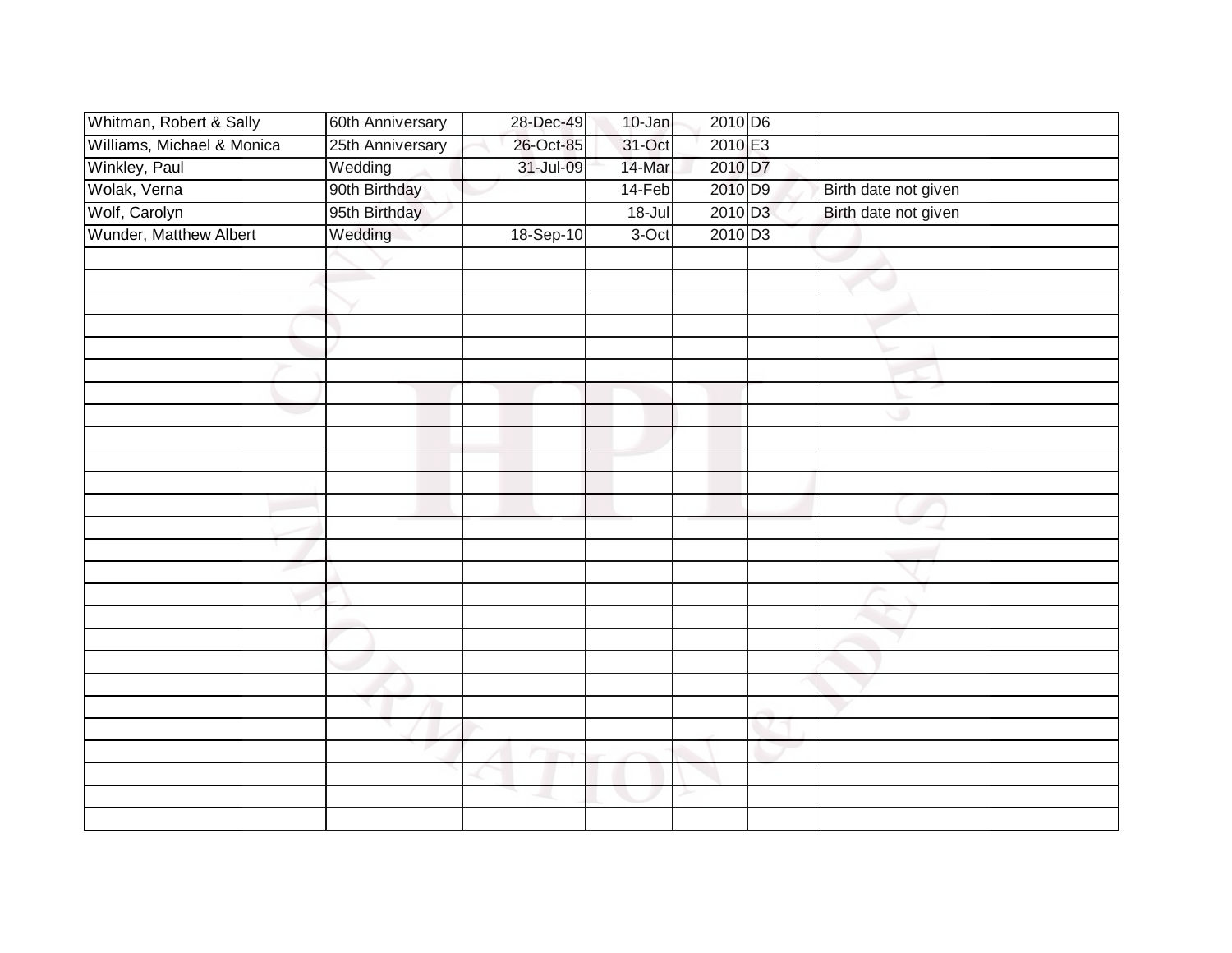| | | | | | | |
|---|---|---|---|---|---|---|
| Whitman, Robert & Sally | 60th Anniversary | 28-Dec-49 | 10-Jan | 2010 | D6 | |
| Williams, Michael & Monica | 25th Anniversary | 26-Oct-85 | 31-Oct | 2010 | E3 | |
| Winkley, Paul | Wedding | 31-Jul-09 | 14-Mar | 2010 | D7 | |
| Wolak, Verna | 90th Birthday | | 14-Feb | 2010 | D9 | Birth date not given |
| Wolf, Carolyn | 95th Birthday | | 18-Jul | 2010 | D3 | Birth date not given |
| Wunder, Matthew Albert | Wedding | 18-Sep-10 | 3-Oct | 2010 | D3 | |